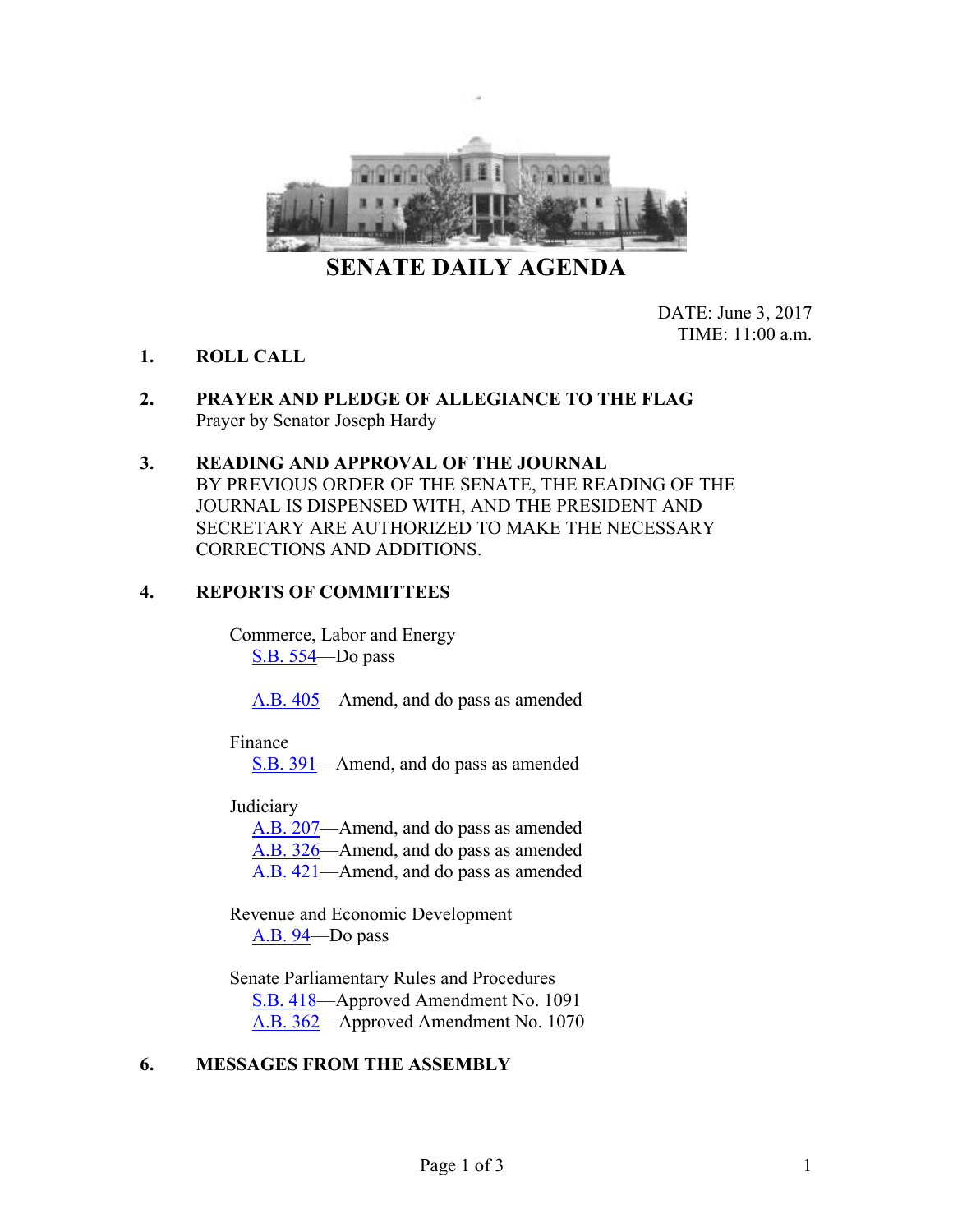# SENATE DAILY AGENDA

DATE: June 3, 2017
TIME: 11:00 a.m.

1. **ROLL CALL**

2. **PRAYER AND PLEDGE OF ALLEGIANCE TO THE FLAG**
   Prayer by Senator Joseph Hardy

3. **READING AND APPROVAL OF THE JOURNAL**
   BY PREVIOUS ORDER OF THE SENATE, THE READING OF THE JOURNAL IS DISPENSED WITH, AND THE PRESIDENT AND SECRETARY ARE AUTHORIZED TO MAKE THE NECESSARY CORRECTIONS AND ADDITIONS.

4. **REPORTS OF COMMITTEES**

   Commerce, Labor and Energy
   - S.B. 554—Do pass
   - A.B. 405—Amend, and do pass as amended

   Finance
   - S.B. 391—Amend, and do pass as amended

   Judiciary
   - A.B. 207—Amend, and do pass as amended
   - A.B. 326—Amend, and do pass as amended
   - A.B. 421—Amend, and do pass as amended

   Revenue and Economic Development
   - A.B. 94—Do pass

   Senate Parliamentary Rules and Procedures
   - S.B. 418—Approved Amendment No. 1091
   - A.B. 362—Approved Amendment No. 1070

6. **MESSAGES FROM THE ASSEMBLY**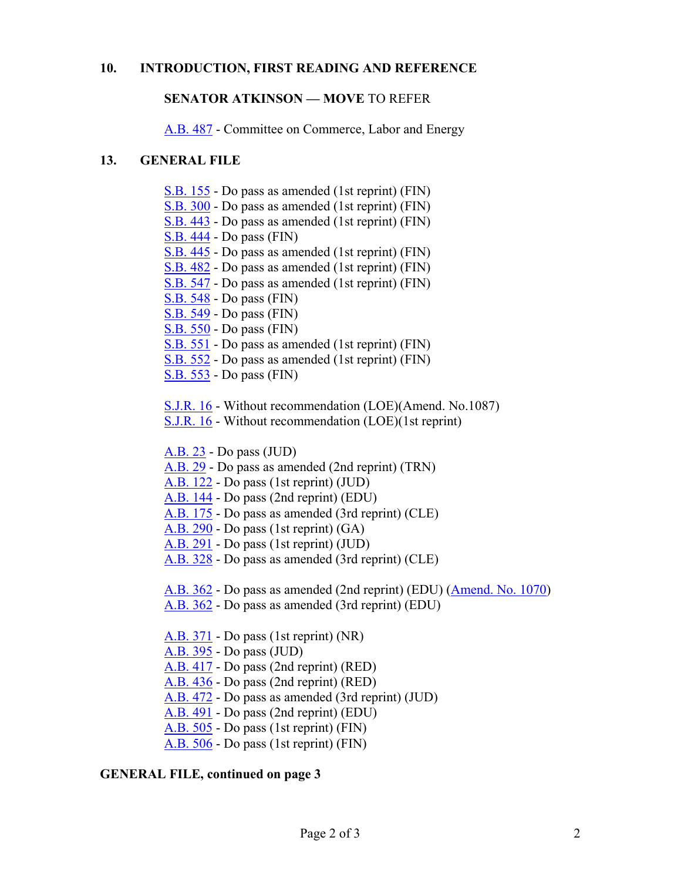## 10. INTRODUCTION, FIRST READING AND REFERENCE

**SENATOR ATKINSON — MOVE** TO REFER

A.B. 487 - Committee on Commerce, Labor and Energy

## 13. GENERAL FILE

S.B. 155 - Do pass as amended (1st reprint) (FIN)
S.B. 300 - Do pass as amended (1st reprint) (FIN)
S.B. 443 - Do pass as amended (1st reprint) (FIN)
S.B. 444 - Do pass (FIN)
S.B. 445 - Do pass as amended (1st reprint) (FIN)
S.B. 482 - Do pass as amended (1st reprint) (FIN)
S.B. 547 - Do pass as amended (1st reprint) (FIN)
S.B. 548 - Do pass (FIN)
S.B. 549 - Do pass (FIN)
S.B. 550 - Do pass (FIN)
S.B. 551 - Do pass as amended (1st reprint) (FIN)
S.B. 552 - Do pass as amended (1st reprint) (FIN)
S.B. 553 - Do pass (FIN)

S.J.R. 16 - Without recommendation (LOE)(Amend. No.1087)
S.J.R. 16 - Without recommendation (LOE)(1st reprint)

A.B. 23 - Do pass (JUD)
A.B. 29 - Do pass as amended (2nd reprint) (TRN)
A.B. 122 - Do pass (1st reprint) (JUD)
A.B. 144 - Do pass (2nd reprint) (EDU)
A.B. 175 - Do pass as amended (3rd reprint) (CLE)
A.B. 290 - Do pass (1st reprint) (GA)
A.B. 291 - Do pass (1st reprint) (JUD)
A.B. 328 - Do pass as amended (3rd reprint) (CLE)

A.B. 362 - Do pass as amended (2nd reprint) (EDU) (Amend. No. 1070)
A.B. 362 - Do pass as amended (3rd reprint) (EDU)

A.B. 371 - Do pass (1st reprint) (NR)
A.B. 395 - Do pass (JUD)
A.B. 417 - Do pass (2nd reprint) (RED)
A.B. 436 - Do pass (2nd reprint) (RED)
A.B. 472 - Do pass as amended (3rd reprint) (JUD)
A.B. 491 - Do pass (2nd reprint) (EDU)
A.B. 505 - Do pass (1st reprint) (FIN)
A.B. 506 - Do pass (1st reprint) (FIN)

**GENERAL FILE, continued on page 3**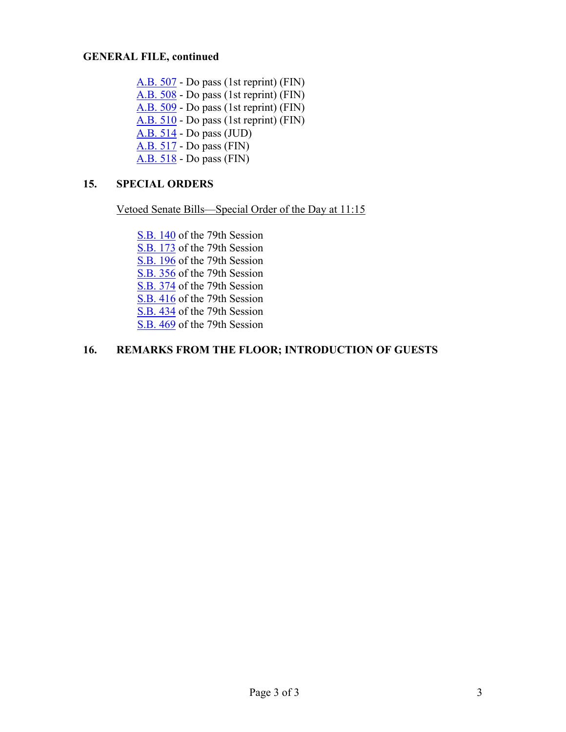**GENERAL FILE, continued**

A.B. 507 - Do pass (1st reprint) (FIN)
A.B. 508 - Do pass (1st reprint) (FIN)
A.B. 509 - Do pass (1st reprint) (FIN)
A.B. 510 - Do pass (1st reprint) (FIN)
A.B. 514 - Do pass (JUD)
A.B. 517 - Do pass (FIN)
A.B. 518 - Do pass (FIN)

**15. SPECIAL ORDERS**

Vetoed Senate Bills—Special Order of the Day at 11:15

S.B. 140 of the 79th Session
S.B. 173 of the 79th Session
S.B. 196 of the 79th Session
S.B. 356 of the 79th Session
S.B. 374 of the 79th Session
S.B. 416 of the 79th Session
S.B. 434 of the 79th Session
S.B. 469 of the 79th Session

**16. REMARKS FROM THE FLOOR; INTRODUCTION OF GUESTS**